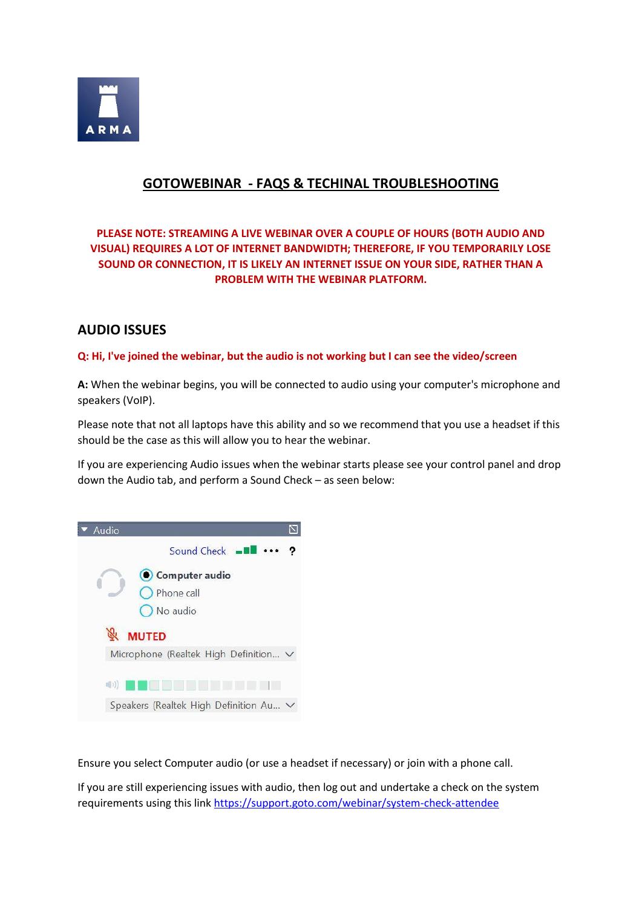# GOTOWEBINAR - FAQS & TECHINAL TROUBLESHOOTING

**PLEASE NOTE: STREAMING A LIVE WEBINAR OVER A COUPLE OF HOURS (BOTH AUDIO AND VISUAL) REQUIRES A LOT OF INTERNET BANDWIDTH; THEREFORE, IF YOU TEMPORARILY LOSE SOUND OR CONNECTION, IT IS LIKELY AN INTERNET ISSUE ON YOUR SIDE, RATHER THAN A PROBLEM WITH THE WEBINAR PLATFORM.**

## AUDIO ISSUES

**Q: Hi, I've joined the webinar, but the audio is not working but I can see the video/screen**

**A:** When the webinar begins, you will be connected to audio using your computer's microphone and speakers (VoIP).

Please note that not all laptops have this ability and so we recommend that you use a headset if this should be the case as this will allow you to hear the webinar.

If you are experiencing Audio issues when the webinar starts please see your control panel and drop down the Audio tab, and perform a Sound Check – as seen below:

Ensure you select Computer audio (or use a headset if necessary) or join with a phone call.

If you are still experiencing issues with audio, then log out and undertake a check on the system requirements using this link https://support.goto.com/webinar/system-check-attendee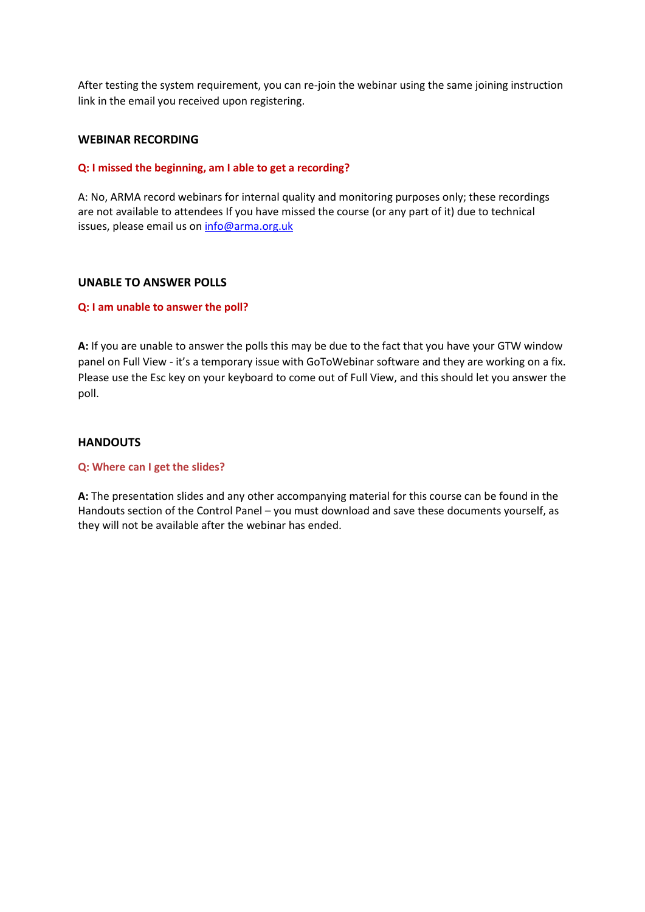After testing the system requirement, you can re-join the webinar using the same joining instruction link in the email you received upon registering.

## WEBINAR RECORDING

**Q: I missed the beginning, am I able to get a recording?**

A: No, ARMA record webinars for internal quality and monitoring purposes only; these recordings are not available to attendees If you have missed the course (or any part of it) due to technical issues, please email us on info@arma.org.uk

## UNABLE TO ANSWER POLLS

**Q: I am unable to answer the poll?**

**A:** If you are unable to answer the polls this may be due to the fact that you have your GTW window panel on Full View - it's a temporary issue with GoToWebinar software and they are working on a fix. Please use the Esc key on your keyboard to come out of Full View, and this should let you answer the poll.

## HANDOUTS

**Q: Where can I get the slides?**

**A:** The presentation slides and any other accompanying material for this course can be found in the Handouts section of the Control Panel – you must download and save these documents yourself, as they will not be available after the webinar has ended.